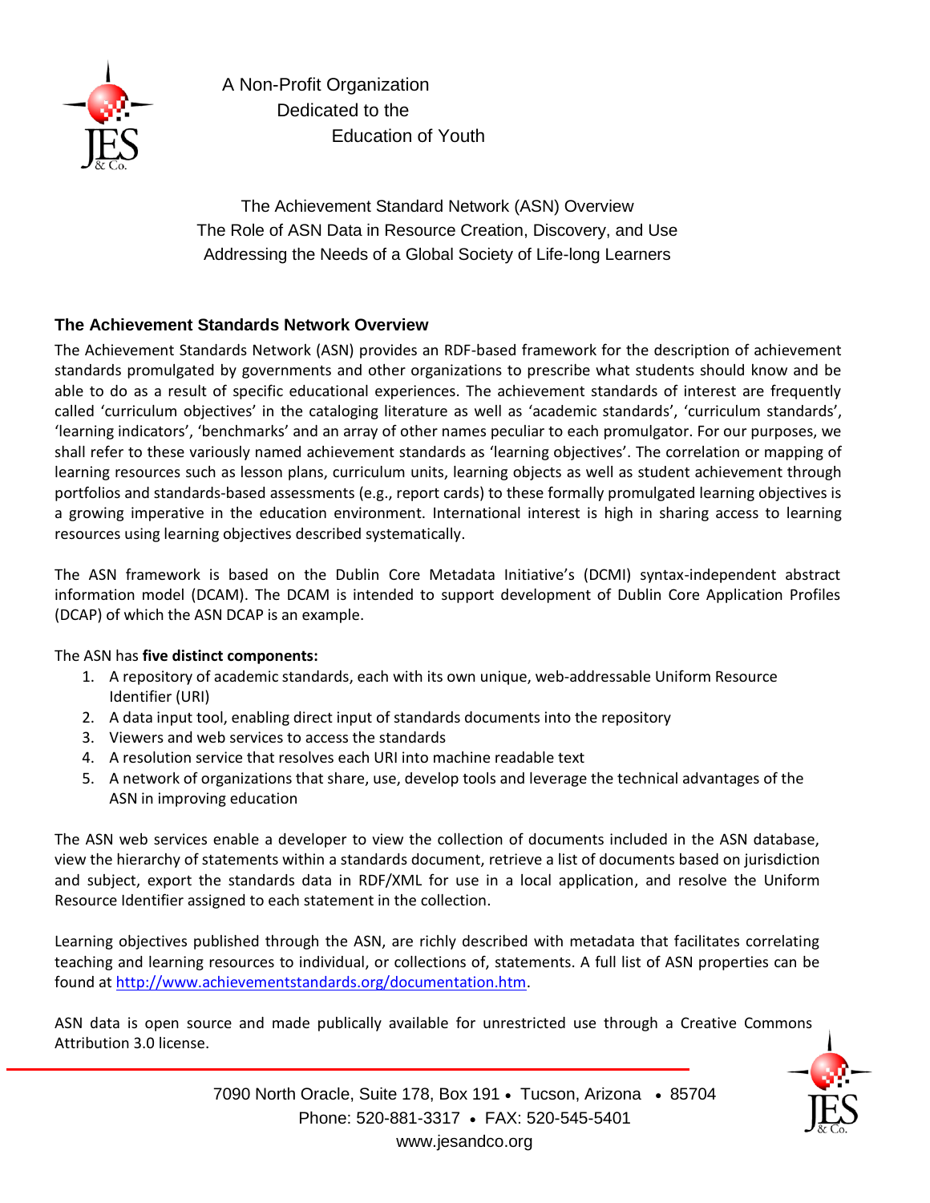A Non-Profit Organization
Dedicated to the
Education of Youth

The Achievement Standard Network (ASN) Overview
The Role of ASN Data in Resource Creation, Discovery, and Use
Addressing the Needs of a Global Society of Life-long Learners

## The Achievement Standards Network Overview

The Achievement Standards Network (ASN) provides an RDF-based framework for the description of achievement standards promulgated by governments and other organizations to prescribe what students should know and be able to do as a result of specific educational experiences. The achievement standards of interest are frequently called 'curriculum objectives' in the cataloging literature as well as 'academic standards', 'curriculum standards', 'learning indicators', 'benchmarks' and an array of other names peculiar to each promulgator. For our purposes, we shall refer to these variously named achievement standards as 'learning objectives'. The correlation or mapping of learning resources such as lesson plans, curriculum units, learning objects as well as student achievement through portfolios and standards-based assessments (e.g., report cards) to these formally promulgated learning objectives is a growing imperative in the education environment. International interest is high in sharing access to learning resources using learning objectives described systematically.

The ASN framework is based on the Dublin Core Metadata Initiative's (DCMI) syntax-independent abstract information model (DCAM). The DCAM is intended to support development of Dublin Core Application Profiles (DCAP) of which the ASN DCAP is an example.

The ASN has **five distinct components:**

1. A repository of academic standards, each with its own unique, web-addressable Uniform Resource Identifier (URI)
2. A data input tool, enabling direct input of standards documents into the repository
3. Viewers and web services to access the standards
4. A resolution service that resolves each URI into machine readable text
5. A network of organizations that share, use, develop tools and leverage the technical advantages of the ASN in improving education

The ASN web services enable a developer to view the collection of documents included in the ASN database, view the hierarchy of statements within a standards document, retrieve a list of documents based on jurisdiction and subject, export the standards data in RDF/XML for use in a local application, and resolve the Uniform Resource Identifier assigned to each statement in the collection.

Learning objectives published through the ASN, are richly described with metadata that facilitates correlating teaching and learning resources to individual, or collections of, statements. A full list of ASN properties can be found at http://www.achievementstandards.org/documentation.htm.

ASN data is open source and made publically available for unrestricted use through a Creative Commons Attribution 3.0 license.

7090 North Oracle, Suite 178, Box 191 • Tucson, Arizona • 85704
Phone: 520-881-3317 • FAX: 520-545-5401
www.jesandco.org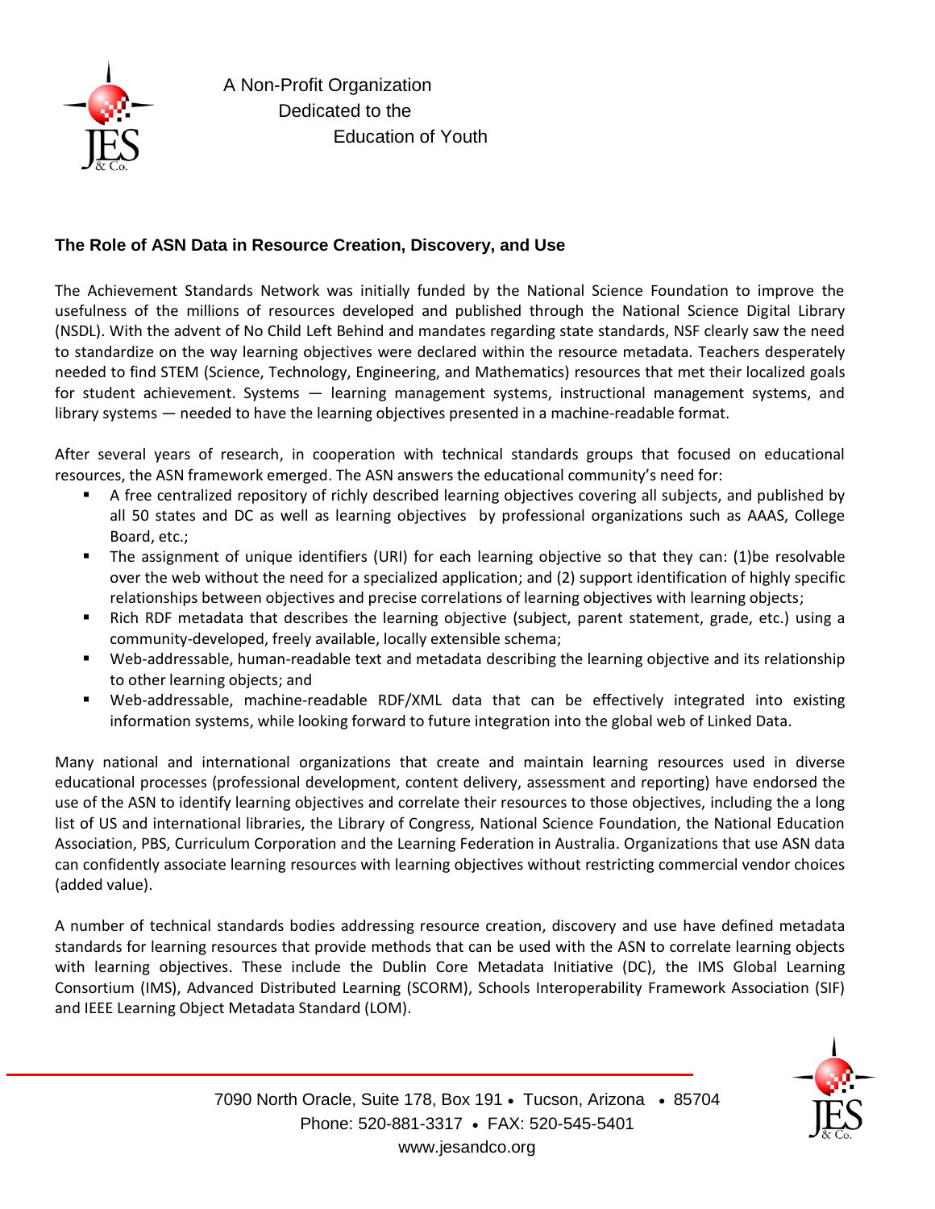A Non-Profit Organization
Dedicated to the
Education of Youth

## The Role of ASN Data in Resource Creation, Discovery, and Use

The Achievement Standards Network was initially funded by the National Science Foundation to improve the usefulness of the millions of resources developed and published through the National Science Digital Library (NSDL). With the advent of No Child Left Behind and mandates regarding state standards, NSF clearly saw the need to standardize on the way learning objectives were declared within the resource metadata. Teachers desperately needed to find STEM (Science, Technology, Engineering, and Mathematics) resources that met their localized goals for student achievement. Systems — learning management systems, instructional management systems, and library systems — needed to have the learning objectives presented in a machine-readable format.

After several years of research, in cooperation with technical standards groups that focused on educational resources, the ASN framework emerged. The ASN answers the educational community's need for:

- A free centralized repository of richly described learning objectives covering all subjects, and published by all 50 states and DC as well as learning objectives by professional organizations such as AAAS, College Board, etc.;
- The assignment of unique identifiers (URI) for each learning objective so that they can: (1)be resolvable over the web without the need for a specialized application; and (2) support identification of highly specific relationships between objectives and precise correlations of learning objectives with learning objects;
- Rich RDF metadata that describes the learning objective (subject, parent statement, grade, etc.) using a community-developed, freely available, locally extensible schema;
- Web-addressable, human-readable text and metadata describing the learning objective and its relationship to other learning objects; and
- Web-addressable, machine-readable RDF/XML data that can be effectively integrated into existing information systems, while looking forward to future integration into the global web of Linked Data.

Many national and international organizations that create and maintain learning resources used in diverse educational processes (professional development, content delivery, assessment and reporting) have endorsed the use of the ASN to identify learning objectives and correlate their resources to those objectives, including the a long list of US and international libraries, the Library of Congress, National Science Foundation, the National Education Association, PBS, Curriculum Corporation and the Learning Federation in Australia. Organizations that use ASN data can confidently associate learning resources with learning objectives without restricting commercial vendor choices (added value).

A number of technical standards bodies addressing resource creation, discovery and use have defined metadata standards for learning resources that provide methods that can be used with the ASN to correlate learning objects with learning objectives. These include the Dublin Core Metadata Initiative (DC), the IMS Global Learning Consortium (IMS), Advanced Distributed Learning (SCORM), Schools Interoperability Framework Association (SIF) and IEEE Learning Object Metadata Standard (LOM).

7090 North Oracle, Suite 178, Box 191 • Tucson, Arizona • 85704
Phone: 520-881-3317 • FAX: 520-545-5401
www.jesandco.org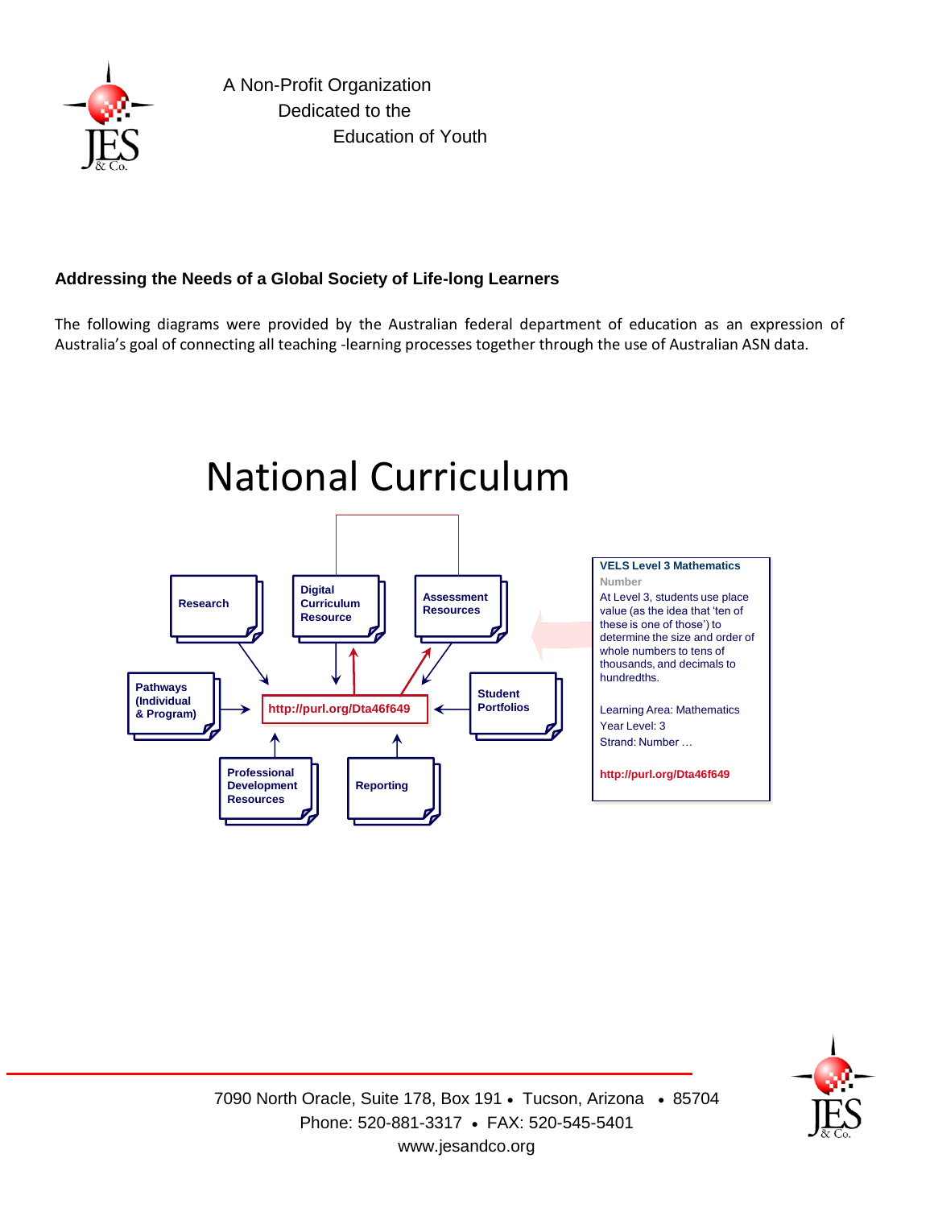A Non-Profit Organization
Dedicated to the
Education of Youth

**Addressing the Needs of a Global Society of Life-long Learners**

The following diagrams were provided by the Australian federal department of education as an expression of Australia's goal of connecting all teaching -learning processes together through the use of Australian ASN data.

# National Curriculum

Research

Digital Curriculum Resource

Assessment Resources

Pathways (Individual & Program)

http://purl.org/Dta46f649

Student Portfolios

Professional Development Resources

Reporting

**VELS Level 3 Mathematics**

Number

At Level 3, students use place value (as the idea that 'ten of these is one of those') to determine the size and order of whole numbers to tens of thousands, and decimals to hundredths.

Learning Area: Mathematics
Year Level: 3
Strand: Number …

**http://purl.org/Dta46f649**

7090 North Oracle, Suite 178, Box 191 • Tucson, Arizona • 85704
Phone: 520-881-3317 • FAX: 520-545-5401
www.jesandco.org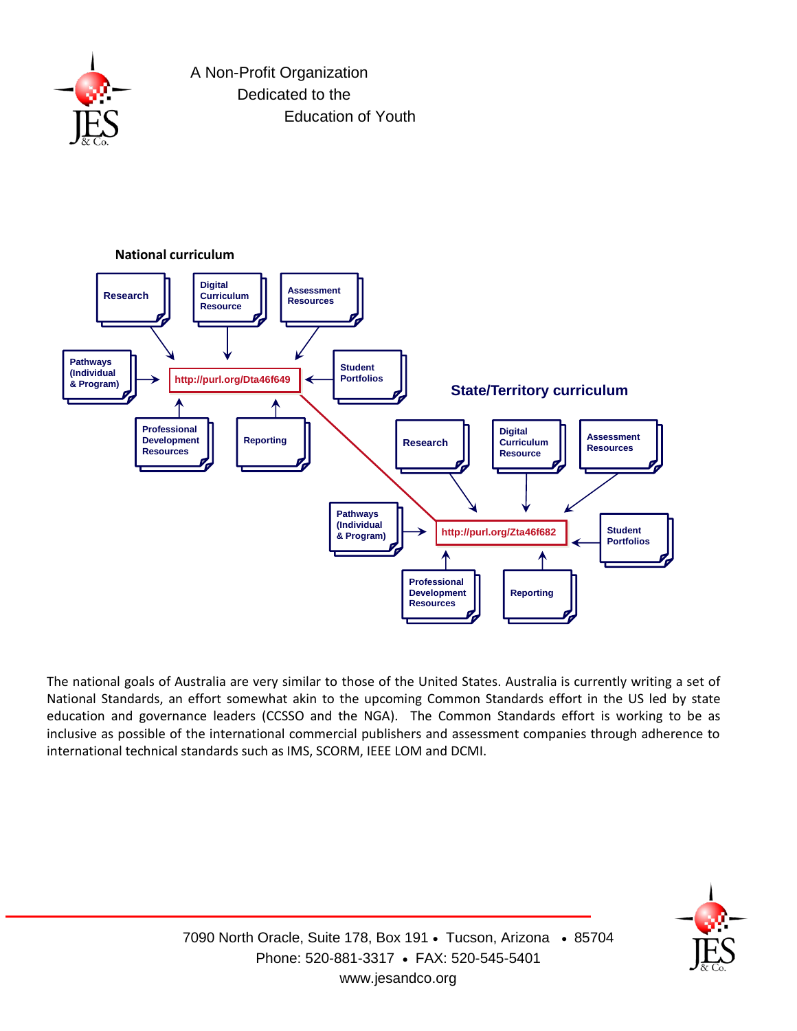A Non-Profit Organization
Dedicated to the
Education of Youth

**National curriculum**

- Research
- Digital Curriculum Resource
- Assessment Resources
- Pathways (Individual & Program)
- http://purl.org/Dta46f649
- Student Portfolios
- Professional Development Resources
- Reporting

**State/Territory curriculum**

- Research
- Digital Curriculum Resource
- Assessment Resources
- Pathways (Individual & Program)
- http://purl.org/Zta46f682
- Student Portfolios
- Professional Development Resources
- Reporting

The national goals of Australia are very similar to those of the United States. Australia is currently writing a set of National Standards, an effort somewhat akin to the upcoming Common Standards effort in the US led by state education and governance leaders (CCSSO and the NGA). The Common Standards effort is working to be as inclusive as possible of the international commercial publishers and assessment companies through adherence to international technical standards such as IMS, SCORM, IEEE LOM and DCMI.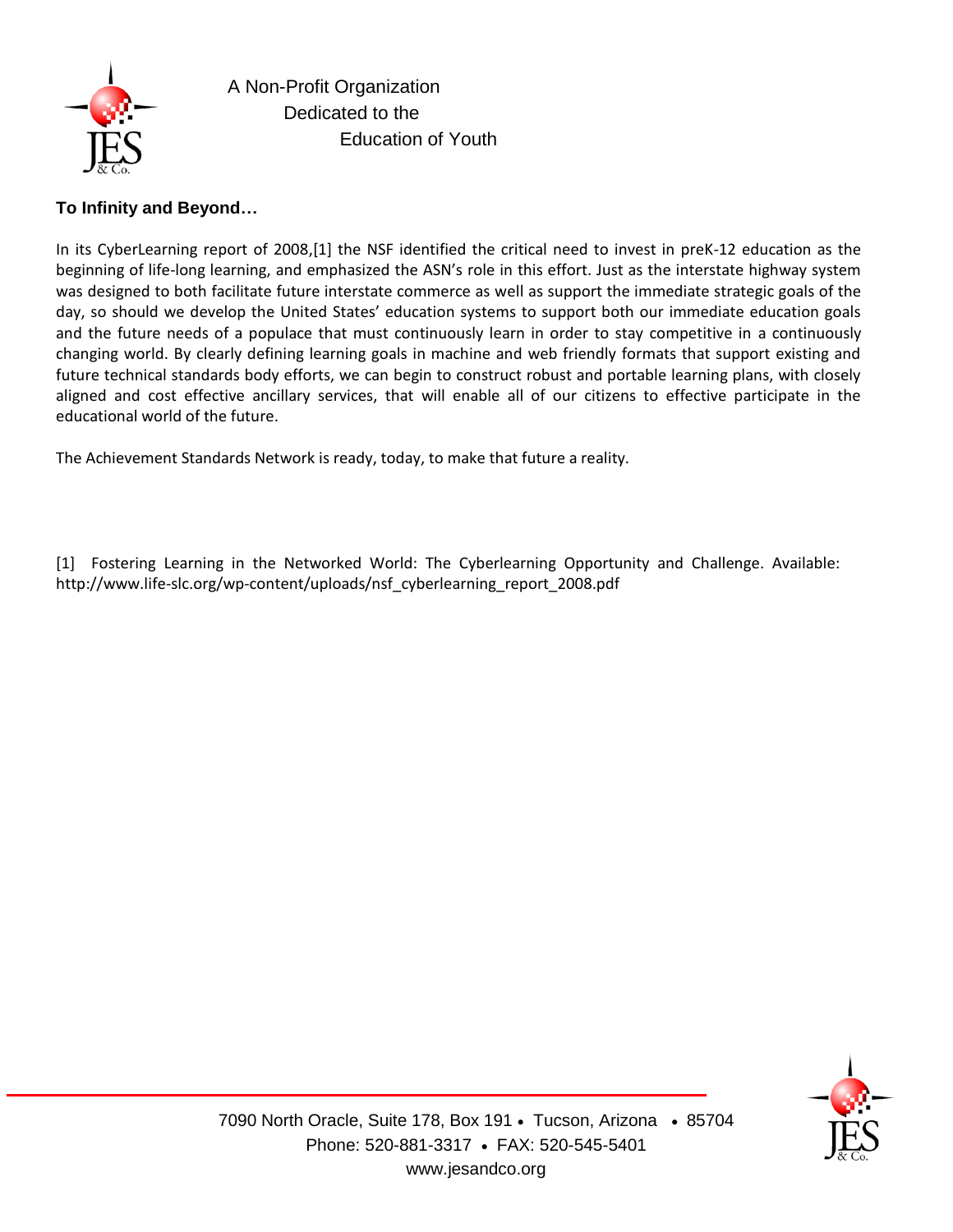A Non-Profit Organization
Dedicated to the
Education of Youth

**To Infinity and Beyond…**

In its CyberLearning report of 2008,[1] the NSF identified the critical need to invest in preK-12 education as the beginning of life-long learning, and emphasized the ASN's role in this effort. Just as the interstate highway system was designed to both facilitate future interstate commerce as well as support the immediate strategic goals of the day, so should we develop the United States' education systems to support both our immediate education goals and the future needs of a populace that must continuously learn in order to stay competitive in a continuously changing world. By clearly defining learning goals in machine and web friendly formats that support existing and future technical standards body efforts, we can begin to construct robust and portable learning plans, with closely aligned and cost effective ancillary services, that will enable all of our citizens to effective participate in the educational world of the future.

The Achievement Standards Network is ready, today, to make that future a reality.

[1] Fostering Learning in the Networked World: The Cyberlearning Opportunity and Challenge. Available: http://www.life-slc.org/wp-content/uploads/nsf_cyberlearning_report_2008.pdf

7090 North Oracle, Suite 178, Box 191 • Tucson, Arizona • 85704
Phone: 520-881-3317 • FAX: 520-545-5401
www.jesandco.org